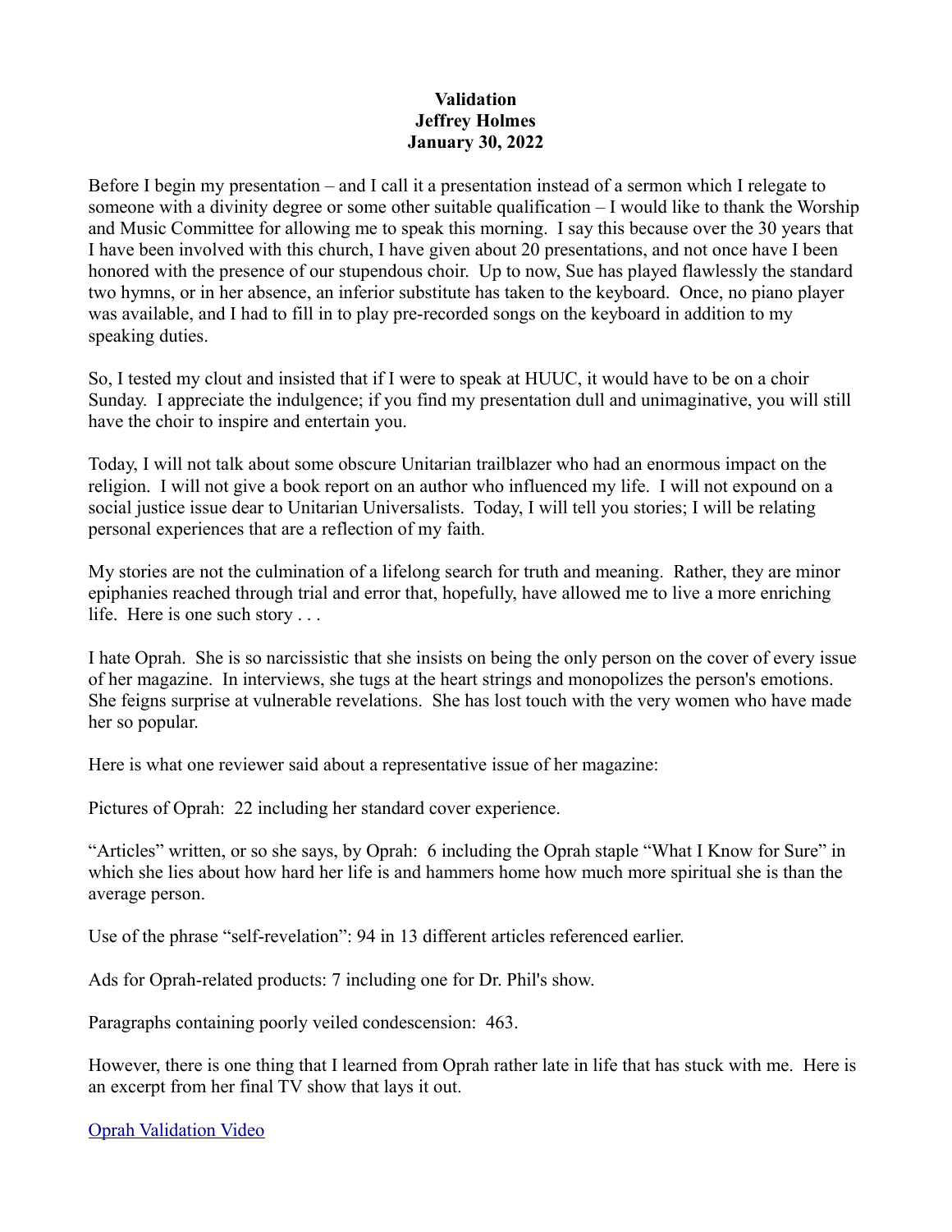# Validation

## Jeffrey Holmes

## January 30, 2022

Before I begin my presentation – and I call it a presentation instead of a sermon which I relegate to someone with a divinity degree or some other suitable qualification – I would like to thank the Worship and Music Committee for allowing me to speak this morning. I say this because over the 30 years that I have been involved with this church, I have given about 20 presentations, and not once have I been honored with the presence of our stupendous choir. Up to now, Sue has played flawlessly the standard two hymns, or in her absence, an inferior substitute has taken to the keyboard. Once, no piano player was available, and I had to fill in to play pre-recorded songs on the keyboard in addition to my speaking duties.

So, I tested my clout and insisted that if I were to speak at HUUC, it would have to be on a choir Sunday. I appreciate the indulgence; if you find my presentation dull and unimaginative, you will still have the choir to inspire and entertain you.

Today, I will not talk about some obscure Unitarian trailblazer who had an enormous impact on the religion. I will not give a book report on an author who influenced my life. I will not expound on a social justice issue dear to Unitarian Universalists. Today, I will tell you stories; I will be relating personal experiences that are a reflection of my faith.

My stories are not the culmination of a lifelong search for truth and meaning. Rather, they are minor epiphanies reached through trial and error that, hopefully, have allowed me to live a more enriching life. Here is one such story . . .

I hate Oprah. She is so narcissistic that she insists on being the only person on the cover of every issue of her magazine. In interviews, she tugs at the heart strings and monopolizes the person's emotions. She feigns surprise at vulnerable revelations. She has lost touch with the very women who have made her so popular.

Here is what one reviewer said about a representative issue of her magazine:

Pictures of Oprah: 22 including her standard cover experience.

"Articles" written, or so she says, by Oprah: 6 including the Oprah staple "What I Know for Sure" in which she lies about how hard her life is and hammers home how much more spiritual she is than the average person.

Use of the phrase "self-revelation": 94 in 13 different articles referenced earlier.

Ads for Oprah-related products: 7 including one for Dr. Phil's show.

Paragraphs containing poorly veiled condescension: 463.

However, there is one thing that I learned from Oprah rather late in life that has stuck with me. Here is an excerpt from her final TV show that lays it out.

[Oprah Validation Video]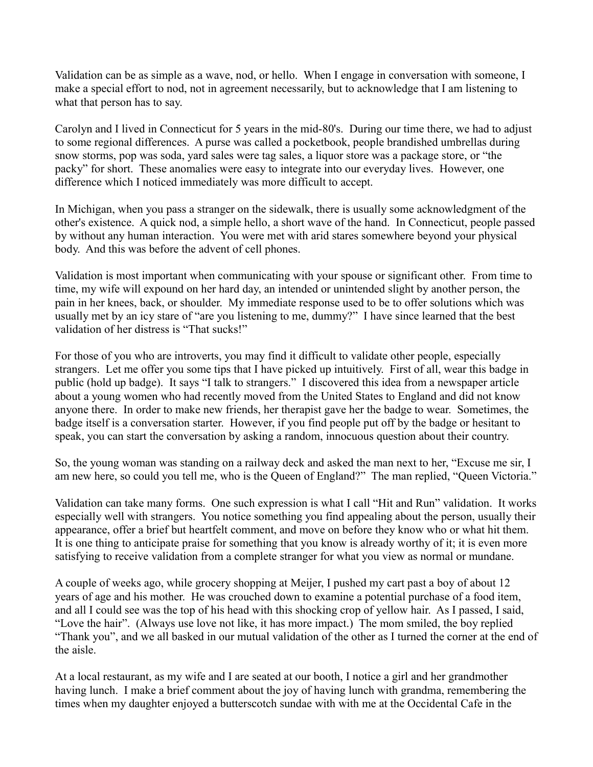Validation can be as simple as a wave, nod, or hello. When I engage in conversation with someone, I make a special effort to nod, not in agreement necessarily, but to acknowledge that I am listening to what that person has to say.

Carolyn and I lived in Connecticut for 5 years in the mid-80's. During our time there, we had to adjust to some regional differences. A purse was called a pocketbook, people brandished umbrellas during snow storms, pop was soda, yard sales were tag sales, a liquor store was a package store, or "the packy" for short. These anomalies were easy to integrate into our everyday lives. However, one difference which I noticed immediately was more difficult to accept.

In Michigan, when you pass a stranger on the sidewalk, there is usually some acknowledgment of the other's existence. A quick nod, a simple hello, a short wave of the hand. In Connecticut, people passed by without any human interaction. You were met with arid stares somewhere beyond your physical body. And this was before the advent of cell phones.

Validation is most important when communicating with your spouse or significant other. From time to time, my wife will expound on her hard day, an intended or unintended slight by another person, the pain in her knees, back, or shoulder. My immediate response used to be to offer solutions which was usually met by an icy stare of "are you listening to me, dummy?" I have since learned that the best validation of her distress is "That sucks!"

For those of you who are introverts, you may find it difficult to validate other people, especially strangers. Let me offer you some tips that I have picked up intuitively. First of all, wear this badge in public (hold up badge). It says "I talk to strangers." I discovered this idea from a newspaper article about a young women who had recently moved from the United States to England and did not know anyone there. In order to make new friends, her therapist gave her the badge to wear. Sometimes, the badge itself is a conversation starter. However, if you find people put off by the badge or hesitant to speak, you can start the conversation by asking a random, innocuous question about their country.

So, the young woman was standing on a railway deck and asked the man next to her, "Excuse me sir, I am new here, so could you tell me, who is the Queen of England?" The man replied, "Queen Victoria."

Validation can take many forms. One such expression is what I call "Hit and Run" validation. It works especially well with strangers. You notice something you find appealing about the person, usually their appearance, offer a brief but heartfelt comment, and move on before they know who or what hit them. It is one thing to anticipate praise for something that you know is already worthy of it; it is even more satisfying to receive validation from a complete stranger for what you view as normal or mundane.

A couple of weeks ago, while grocery shopping at Meijer, I pushed my cart past a boy of about 12 years of age and his mother. He was crouched down to examine a potential purchase of a food item, and all I could see was the top of his head with this shocking crop of yellow hair. As I passed, I said, "Love the hair". (Always use love not like, it has more impact.) The mom smiled, the boy replied "Thank you", and we all basked in our mutual validation of the other as I turned the corner at the end of the aisle.

At a local restaurant, as my wife and I are seated at our booth, I notice a girl and her grandmother having lunch. I make a brief comment about the joy of having lunch with grandma, remembering the times when my daughter enjoyed a butterscotch sundae with with me at the Occidental Cafe in the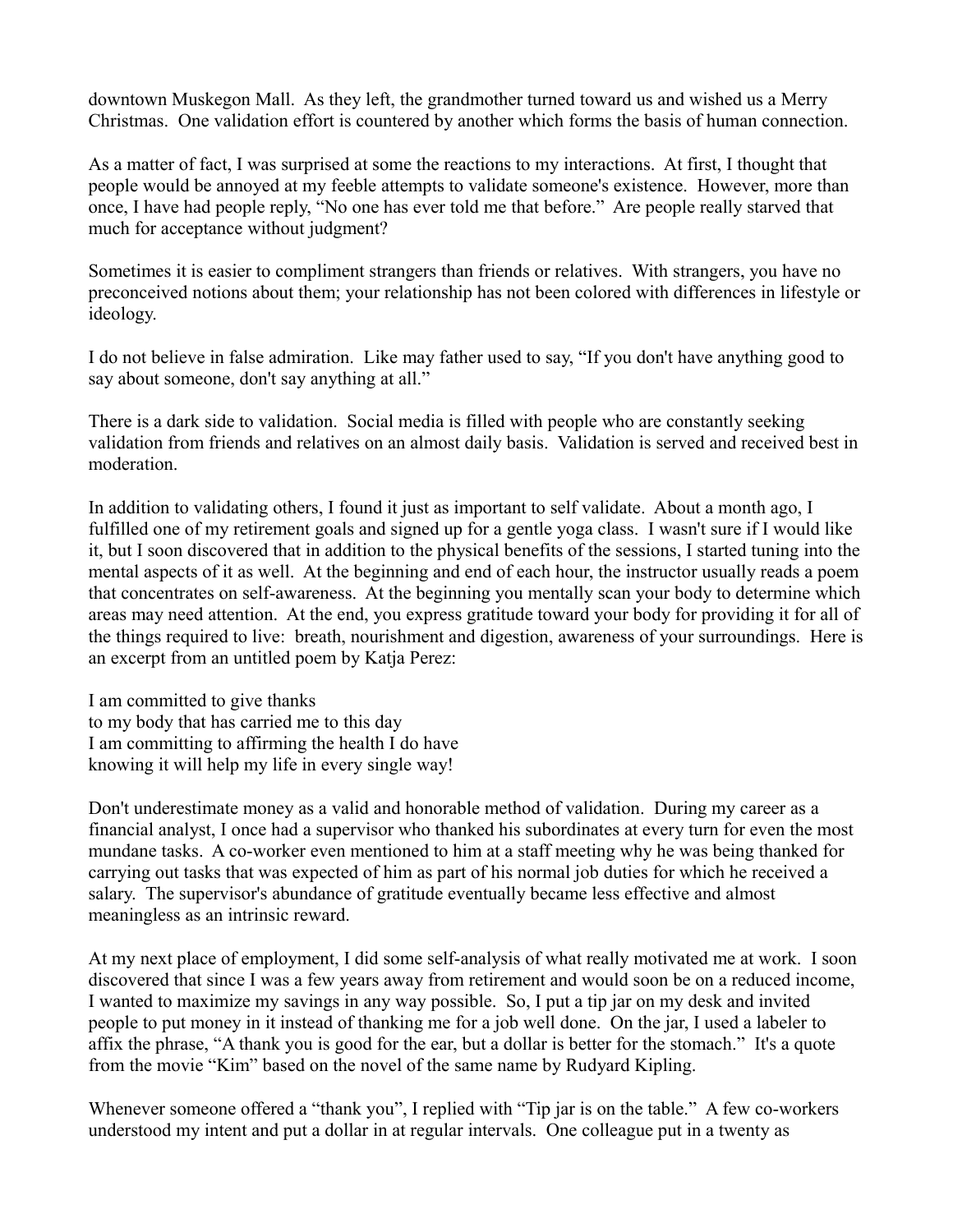downtown Muskegon Mall. As they left, the grandmother turned toward us and wished us a Merry Christmas. One validation effort is countered by another which forms the basis of human connection.

As a matter of fact, I was surprised at some the reactions to my interactions. At first, I thought that people would be annoyed at my feeble attempts to validate someone's existence. However, more than once, I have had people reply, "No one has ever told me that before." Are people really starved that much for acceptance without judgment?

Sometimes it is easier to compliment strangers than friends or relatives. With strangers, you have no preconceived notions about them; your relationship has not been colored with differences in lifestyle or ideology.

I do not believe in false admiration. Like may father used to say, "If you don't have anything good to say about someone, don't say anything at all."

There is a dark side to validation. Social media is filled with people who are constantly seeking validation from friends and relatives on an almost daily basis. Validation is served and received best in moderation.

In addition to validating others, I found it just as important to self validate. About a month ago, I fulfilled one of my retirement goals and signed up for a gentle yoga class. I wasn't sure if I would like it, but I soon discovered that in addition to the physical benefits of the sessions, I started tuning into the mental aspects of it as well. At the beginning and end of each hour, the instructor usually reads a poem that concentrates on self-awareness. At the beginning you mentally scan your body to determine which areas may need attention. At the end, you express gratitude toward your body for providing it for all of the things required to live: breath, nourishment and digestion, awareness of your surroundings. Here is an excerpt from an untitled poem by Katja Perez:

I am committed to give thanks
to my body that has carried me to this day
I am committing to affirming the health I do have
knowing it will help my life in every single way!

Don't underestimate money as a valid and honorable method of validation. During my career as a financial analyst, I once had a supervisor who thanked his subordinates at every turn for even the most mundane tasks. A co-worker even mentioned to him at a staff meeting why he was being thanked for carrying out tasks that was expected of him as part of his normal job duties for which he received a salary. The supervisor's abundance of gratitude eventually became less effective and almost meaningless as an intrinsic reward.

At my next place of employment, I did some self-analysis of what really motivated me at work. I soon discovered that since I was a few years away from retirement and would soon be on a reduced income, I wanted to maximize my savings in any way possible. So, I put a tip jar on my desk and invited people to put money in it instead of thanking me for a job well done. On the jar, I used a labeler to affix the phrase, "A thank you is good for the ear, but a dollar is better for the stomach." It's a quote from the movie "Kim" based on the novel of the same name by Rudyard Kipling.

Whenever someone offered a "thank you", I replied with "Tip jar is on the table." A few co-workers understood my intent and put a dollar in at regular intervals. One colleague put in a twenty as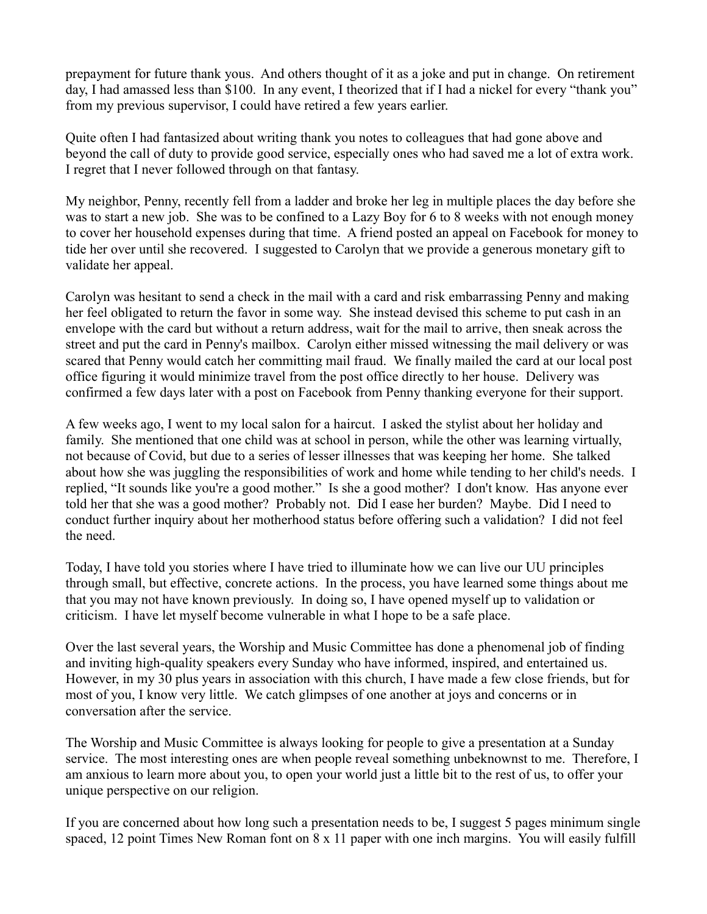prepayment for future thank yous. And others thought of it as a joke and put in change. On retirement day, I had amassed less than $100. In any event, I theorized that if I had a nickel for every "thank you" from my previous supervisor, I could have retired a few years earlier.

Quite often I had fantasized about writing thank you notes to colleagues that had gone above and beyond the call of duty to provide good service, especially ones who had saved me a lot of extra work. I regret that I never followed through on that fantasy.

My neighbor, Penny, recently fell from a ladder and broke her leg in multiple places the day before she was to start a new job. She was to be confined to a Lazy Boy for 6 to 8 weeks with not enough money to cover her household expenses during that time. A friend posted an appeal on Facebook for money to tide her over until she recovered. I suggested to Carolyn that we provide a generous monetary gift to validate her appeal.

Carolyn was hesitant to send a check in the mail with a card and risk embarrassing Penny and making her feel obligated to return the favor in some way. She instead devised this scheme to put cash in an envelope with the card but without a return address, wait for the mail to arrive, then sneak across the street and put the card in Penny's mailbox. Carolyn either missed witnessing the mail delivery or was scared that Penny would catch her committing mail fraud. We finally mailed the card at our local post office figuring it would minimize travel from the post office directly to her house. Delivery was confirmed a few days later with a post on Facebook from Penny thanking everyone for their support.

A few weeks ago, I went to my local salon for a haircut. I asked the stylist about her holiday and family. She mentioned that one child was at school in person, while the other was learning virtually, not because of Covid, but due to a series of lesser illnesses that was keeping her home. She talked about how she was juggling the responsibilities of work and home while tending to her child's needs. I replied, "It sounds like you're a good mother." Is she a good mother? I don't know. Has anyone ever told her that she was a good mother? Probably not. Did I ease her burden? Maybe. Did I need to conduct further inquiry about her motherhood status before offering such a validation? I did not feel the need.

Today, I have told you stories where I have tried to illuminate how we can live our UU principles through small, but effective, concrete actions. In the process, you have learned some things about me that you may not have known previously. In doing so, I have opened myself up to validation or criticism. I have let myself become vulnerable in what I hope to be a safe place.

Over the last several years, the Worship and Music Committee has done a phenomenal job of finding and inviting high-quality speakers every Sunday who have informed, inspired, and entertained us. However, in my 30 plus years in association with this church, I have made a few close friends, but for most of you, I know very little. We catch glimpses of one another at joys and concerns or in conversation after the service.

The Worship and Music Committee is always looking for people to give a presentation at a Sunday service. The most interesting ones are when people reveal something unbeknownst to me. Therefore, I am anxious to learn more about you, to open your world just a little bit to the rest of us, to offer your unique perspective on our religion.

If you are concerned about how long such a presentation needs to be, I suggest 5 pages minimum single spaced, 12 point Times New Roman font on 8 x 11 paper with one inch margins. You will easily fulfill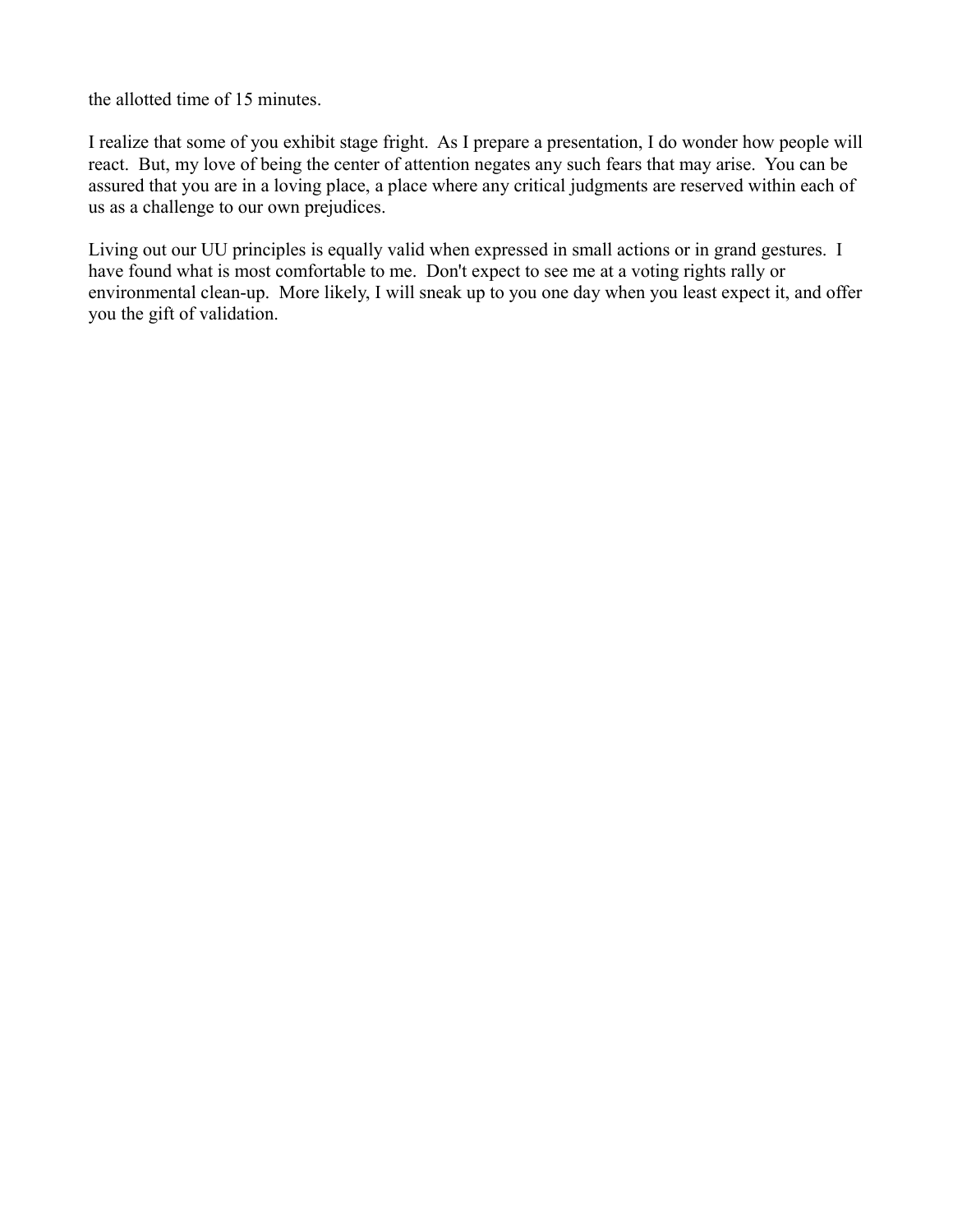the allotted time of 15 minutes.

I realize that some of you exhibit stage fright. As I prepare a presentation, I do wonder how people will react. But, my love of being the center of attention negates any such fears that may arise. You can be assured that you are in a loving place, a place where any critical judgments are reserved within each of us as a challenge to our own prejudices.

Living out our UU principles is equally valid when expressed in small actions or in grand gestures. I have found what is most comfortable to me. Don't expect to see me at a voting rights rally or environmental clean-up. More likely, I will sneak up to you one day when you least expect it, and offer you the gift of validation.